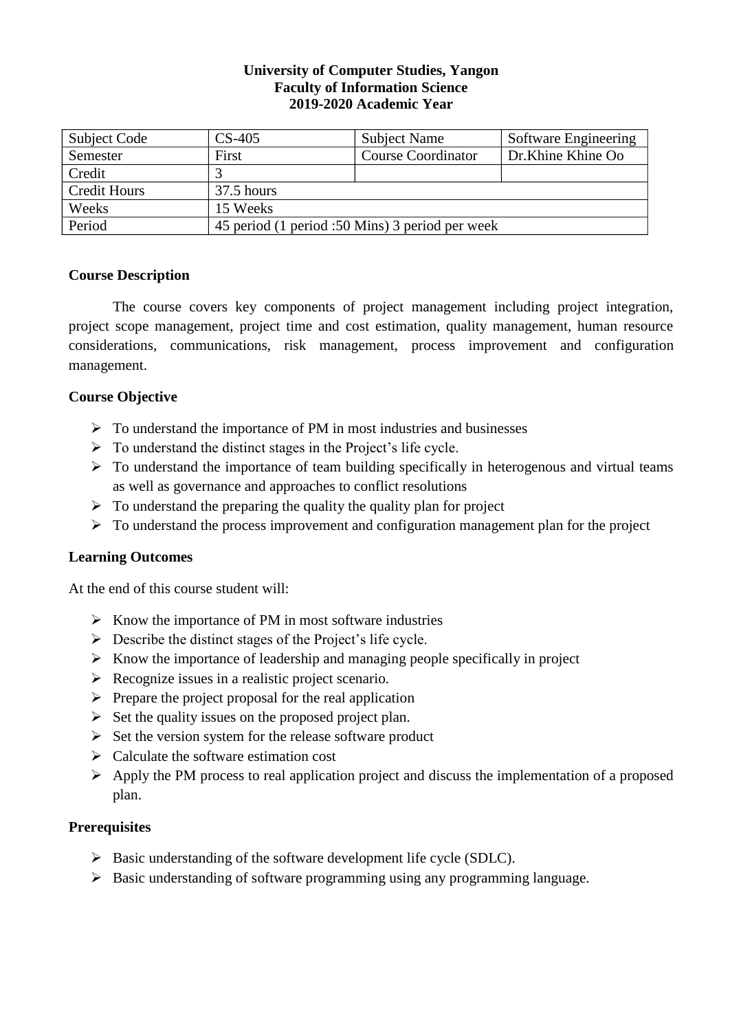**University of Computer Studies, Yangon**
**Faculty of Information Science**
**2019-2020 Academic Year**

| Subject Code | CS-405 | Subject Name | Software Engineering |
|---|---|---|---|
| Semester | First | Course Coordinator | Dr.Khine Khine Oo |
| Credit | 3 | | |
| Credit Hours | 37.5 hours | | |
| Weeks | 15 Weeks | | |
| Period | 45 period (1 period :50 Mins) 3 period per week | | |

## Course Description

The course covers key components of project management including project integration, project scope management, project time and cost estimation, quality management, human resource considerations, communications, risk management, process improvement and configuration management.

## Course Objective

- To understand the importance of PM in most industries and businesses
- To understand the distinct stages in the Project's life cycle.
- To understand the importance of team building specifically in heterogenous and virtual teams as well as governance and approaches to conflict resolutions
- To understand the preparing the quality the quality plan for project
- To understand the process improvement and configuration management plan for the project

## Learning Outcomes

At the end of this course student will:

- Know the importance of PM in most software industries
- Describe the distinct stages of the Project's life cycle.
- Know the importance of leadership and managing people specifically in project
- Recognize issues in a realistic project scenario.
- Prepare the project proposal for the real application
- Set the quality issues on the proposed project plan.
- Set the version system for the release software product
- Calculate the software estimation cost
- Apply the PM process to real application project and discuss the implementation of a proposed plan.

## Prerequisites

- Basic understanding of the software development life cycle (SDLC).
- Basic understanding of software programming using any programming language.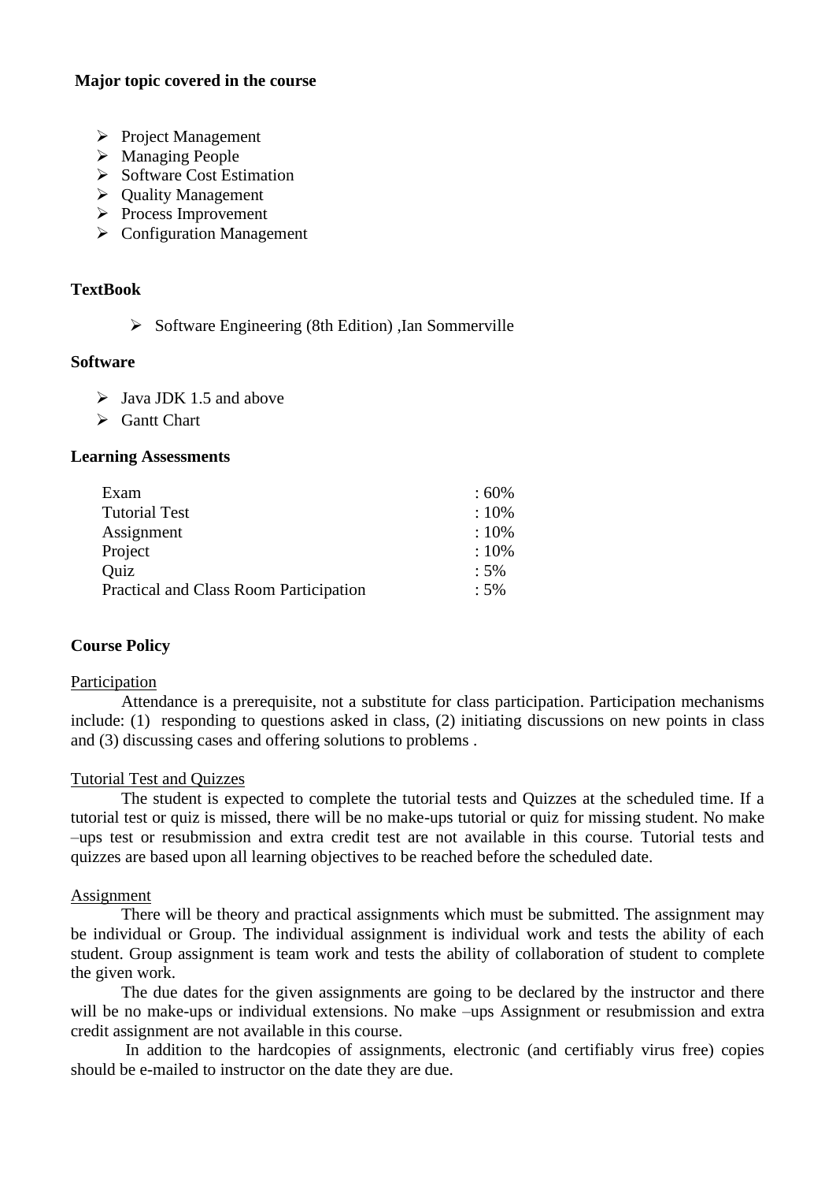**Major topic covered in the course**

- Project Management
- Managing People
- Software Cost Estimation
- Quality Management
- Process Improvement
- Configuration Management

**TextBook**

- Software Engineering (8th Edition) ,Ian Sommerville

**Software**

- Java JDK 1.5 and above
- Gantt Chart

**Learning Assessments**

| | |
|---|---|
| Exam | : 60% |
| Tutorial Test | : 10% |
| Assignment | : 10% |
| Project | : 10% |
| Quiz | : 5% |
| Practical and Class Room Participation | : 5% |

**Course Policy**

Participation

Attendance is a prerequisite, not a substitute for class participation. Participation mechanisms include: (1) responding to questions asked in class, (2) initiating discussions on new points in class and (3) discussing cases and offering solutions to problems .

Tutorial Test and Quizzes

The student is expected to complete the tutorial tests and Quizzes at the scheduled time. If a tutorial test or quiz is missed, there will be no make-ups tutorial or quiz for missing student. No make –ups test or resubmission and extra credit test are not available in this course. Tutorial tests and quizzes are based upon all learning objectives to be reached before the scheduled date.

Assignment

There will be theory and practical assignments which must be submitted. The assignment may be individual or Group. The individual assignment is individual work and tests the ability of each student. Group assignment is team work and tests the ability of collaboration of student to complete the given work.

The due dates for the given assignments are going to be declared by the instructor and there will be no make-ups or individual extensions. No make –ups Assignment or resubmission and extra credit assignment are not available in this course.

In addition to the hardcopies of assignments, electronic (and certifiably virus free) copies should be e-mailed to instructor on the date they are due.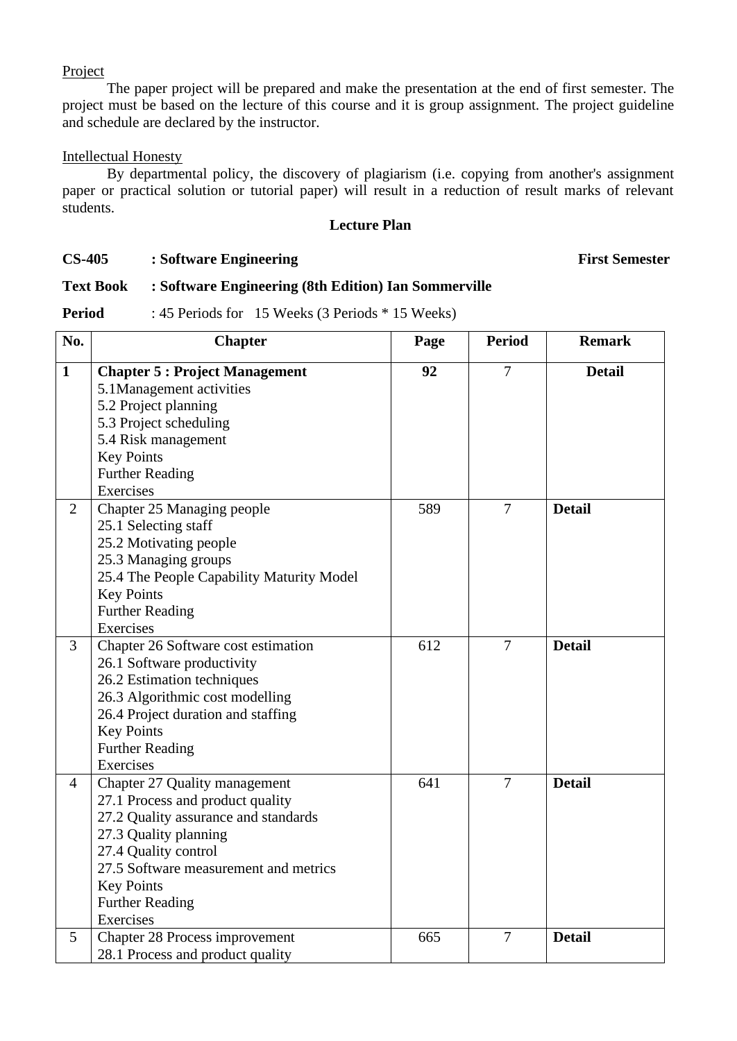Project

The paper project will be prepared and make the presentation at the end of first semester. The project must be based on the lecture of this course and it is group assignment. The project guideline and schedule are declared by the instructor.

Intellectual Honesty

By departmental policy, the discovery of plagiarism (i.e. copying from another's assignment paper or practical solution or tutorial paper) will result in a reduction of result marks of relevant students.

**Lecture Plan**

**CS-405 : Software Engineering** **First Semester**

**Text Book : Software Engineering (8th Edition) Ian Sommerville**

**Period** : 45 Periods for 15 Weeks (3 Periods * 15 Weeks)

| No. | Chapter | Page | Period | Remark |
|---|---|---|---|---|
| **1** | **Chapter 5 : Project Management**<br>5.1Management activities<br>5.2 Project planning<br>5.3 Project scheduling<br>5.4 Risk management<br>Key Points<br>Further Reading<br>Exercises | **92** | 7 | **Detail** |
| 2 | Chapter 25 Managing people<br>25.1 Selecting staff<br>25.2 Motivating people<br>25.3 Managing groups<br>25.4 The People Capability Maturity Model<br>Key Points<br>Further Reading<br>Exercises | 589 | 7 | **Detail** |
| 3 | Chapter 26 Software cost estimation<br>26.1 Software productivity<br>26.2 Estimation techniques<br>26.3 Algorithmic cost modelling<br>26.4 Project duration and staffing<br>Key Points<br>Further Reading<br>Exercises | 612 | 7 | **Detail** |
| 4 | Chapter 27 Quality management<br>27.1 Process and product quality<br>27.2 Quality assurance and standards<br>27.3 Quality planning<br>27.4 Quality control<br>27.5 Software measurement and metrics<br>Key Points<br>Further Reading<br>Exercises | 641 | 7 | **Detail** |
| 5 | Chapter 28 Process improvement<br>28.1 Process and product quality | 665 | 7 | **Detail** |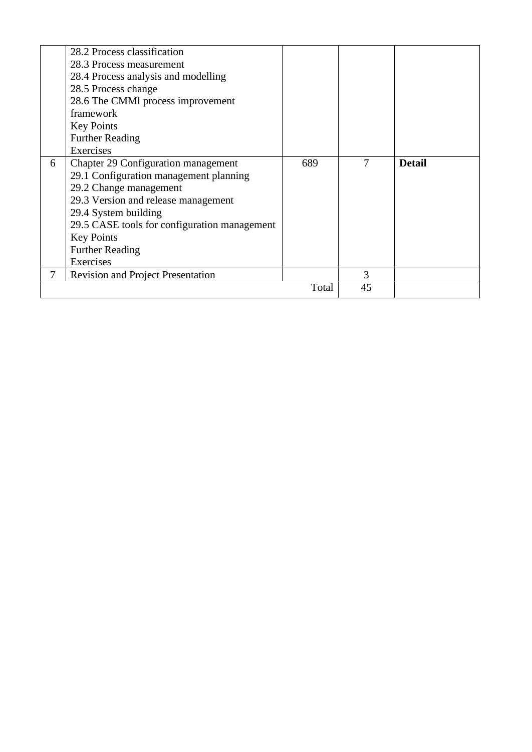| | | | | |
|---|---|---|---|---|
| | 28.2 Process classification<br>28.3 Process measurement<br>28.4 Process analysis and modelling<br>28.5 Process change<br>28.6 The CMMl process improvement framework<br>Key Points<br>Further Reading<br>Exercises | | | |
| 6 | Chapter 29 Configuration management<br>29.1 Configuration management planning<br>29.2 Change management<br>29.3 Version and release management<br>29.4 System building<br>29.5 CASE tools for configuration management<br>Key Points<br>Further Reading<br>Exercises | 689 | 7 | **Detail** |
| 7 | Revision and Project Presentation | | 3 | |
| | | Total | 45 | |